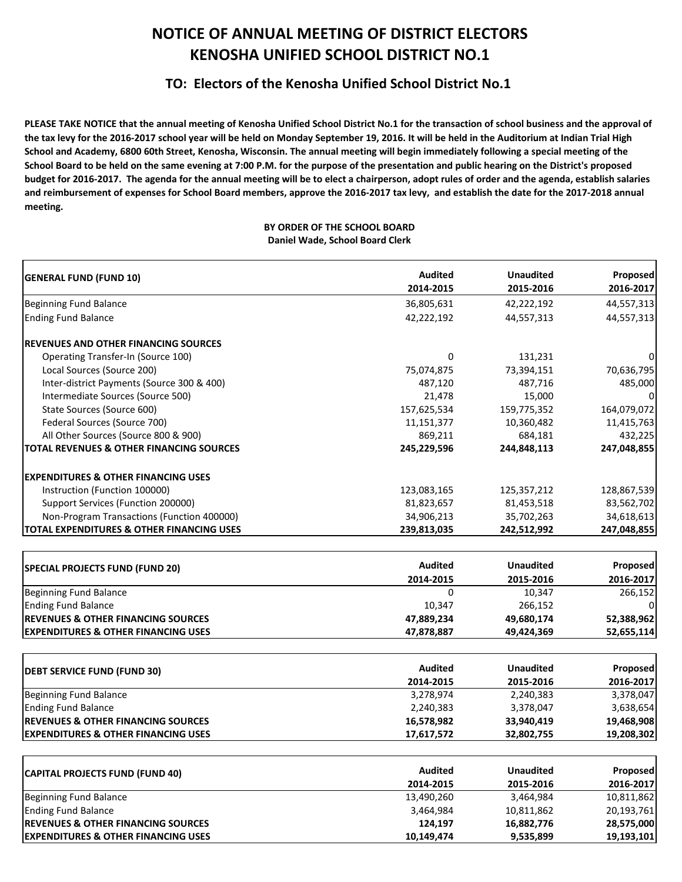# NOTICE OF ANNUAL MEETING OF DISTRICT ELECTORS
# KENOSHA UNIFIED SCHOOL DISTRICT NO.1

## TO: Electors of the Kenosha Unified School District No.1

**PLEASE TAKE NOTICE that the annual meeting of Kenosha Unified School District No.1 for the transaction of school business and the approval of the tax levy for the 2016-2017 school year will be held on Monday September 19, 2016. It will be held in the Auditorium at Indian Trial High School and Academy, 6800 60th Street, Kenosha, Wisconsin. The annual meeting will begin immediately following a special meeting of the School Board to be held on the same evening at 7:00 P.M. for the purpose of the presentation and public hearing on the District's proposed budget for 2016-2017. The agenda for the annual meeting will be to elect a chairperson, adopt rules of order and the agenda, establish salaries and reimbursement of expenses for School Board members, approve the 2016-2017 tax levy, and establish the date for the 2017-2018 annual meeting.**

**BY ORDER OF THE SCHOOL BOARD**
**Daniel Wade, School Board Clerk**

| **GENERAL FUND (FUND 10)** | **Audited 2014-2015** | **Unaudited 2015-2016** | **Proposed 2016-2017** |
|---|---|---|---|
| Beginning Fund Balance | 36,805,631 | 42,222,192 | 44,557,313 |
| Ending Fund Balance | 42,222,192 | 44,557,313 | 44,557,313 |
| **REVENUES AND OTHER FINANCING SOURCES** | | | |
| Operating Transfer-In (Source 100) | 0 | 131,231 | 0 |
| Local Sources (Source 200) | 75,074,875 | 73,394,151 | 70,636,795 |
| Inter-district Payments (Source 300 & 400) | 487,120 | 487,716 | 485,000 |
| Intermediate Sources (Source 500) | 21,478 | 15,000 | 0 |
| State Sources (Source 600) | 157,625,534 | 159,775,352 | 164,079,072 |
| Federal Sources (Source 700) | 11,151,377 | 10,360,482 | 11,415,763 |
| All Other Sources (Source 800 & 900) | 869,211 | 684,181 | 432,225 |
| **TOTAL REVENUES & OTHER FINANCING SOURCES** | **245,229,596** | **244,848,113** | **247,048,855** |
| **EXPENDITURES & OTHER FINANCING USES** | | | |
| Instruction (Function 100000) | 123,083,165 | 125,357,212 | 128,867,539 |
| Support Services (Function 200000) | 81,823,657 | 81,453,518 | 83,562,702 |
| Non-Program Transactions (Function 400000) | 34,906,213 | 35,702,263 | 34,618,613 |
| **TOTAL EXPENDITURES & OTHER FINANCING USES** | **239,813,035** | **242,512,992** | **247,048,855** |

| **SPECIAL PROJECTS FUND (FUND 20)** | **Audited 2014-2015** | **Unaudited 2015-2016** | **Proposed 2016-2017** |
|---|---|---|---|
| Beginning Fund Balance | 0 | 10,347 | 266,152 |
| Ending Fund Balance | 10,347 | 266,152 | 0 |
| **REVENUES & OTHER FINANCING SOURCES** | **47,889,234** | **49,680,174** | **52,388,962** |
| **EXPENDITURES & OTHER FINANCING USES** | **47,878,887** | **49,424,369** | **52,655,114** |

| **DEBT SERVICE FUND (FUND 30)** | **Audited 2014-2015** | **Unaudited 2015-2016** | **Proposed 2016-2017** |
|---|---|---|---|
| Beginning Fund Balance | 3,278,974 | 2,240,383 | 3,378,047 |
| Ending Fund Balance | 2,240,383 | 3,378,047 | 3,638,654 |
| **REVENUES & OTHER FINANCING SOURCES** | **16,578,982** | **33,940,419** | **19,468,908** |
| **EXPENDITURES & OTHER FINANCING USES** | **17,617,572** | **32,802,755** | **19,208,302** |

| **CAPITAL PROJECTS FUND (FUND 40)** | **Audited 2014-2015** | **Unaudited 2015-2016** | **Proposed 2016-2017** |
|---|---|---|---|
| Beginning Fund Balance | 13,490,260 | 3,464,984 | 10,811,862 |
| Ending Fund Balance | 3,464,984 | 10,811,862 | 20,193,761 |
| **REVENUES & OTHER FINANCING SOURCES** | **124,197** | **16,882,776** | **28,575,000** |
| **EXPENDITURES & OTHER FINANCING USES** | **10,149,474** | **9,535,899** | **19,193,101** |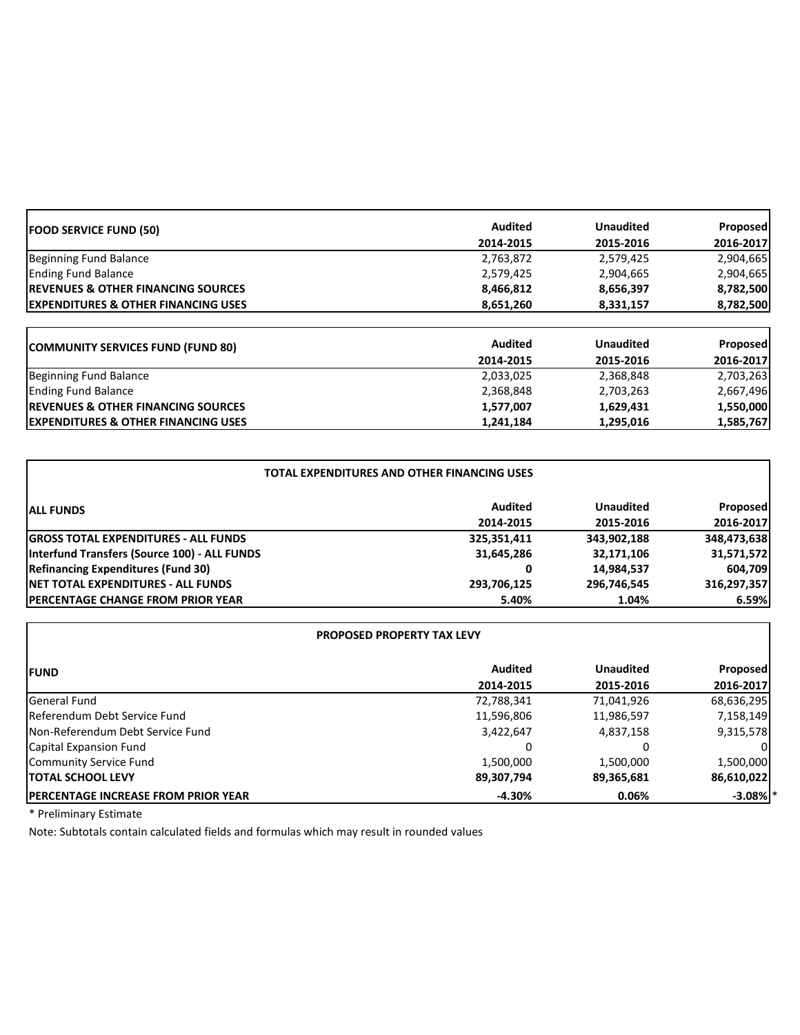| FOOD SERVICE FUND (50) | Audited 2014-2015 | Unaudited 2015-2016 | Proposed 2016-2017 |
|---|---|---|---|
| Beginning Fund Balance | 2,763,872 | 2,579,425 | 2,904,665 |
| Ending Fund Balance | 2,579,425 | 2,904,665 | 2,904,665 |
| **REVENUES & OTHER FINANCING SOURCES** | **8,466,812** | **8,656,397** | **8,782,500** |
| **EXPENDITURES & OTHER FINANCING USES** | **8,651,260** | **8,331,157** | **8,782,500** |

| COMMUNITY SERVICES FUND (FUND 80) | Audited 2014-2015 | Unaudited 2015-2016 | Proposed 2016-2017 |
|---|---|---|---|
| Beginning Fund Balance | 2,033,025 | 2,368,848 | 2,703,263 |
| Ending Fund Balance | 2,368,848 | 2,703,263 | 2,667,496 |
| **REVENUES & OTHER FINANCING SOURCES** | **1,577,007** | **1,629,431** | **1,550,000** |
| **EXPENDITURES & OTHER FINANCING USES** | **1,241,184** | **1,295,016** | **1,585,767** |

**TOTAL EXPENDITURES AND OTHER FINANCING USES**

| ALL FUNDS | Audited 2014-2015 | Unaudited 2015-2016 | Proposed 2016-2017 |
|---|---|---|---|
| **GROSS TOTAL EXPENDITURES - ALL FUNDS** | **325,351,411** | **343,902,188** | **348,473,638** |
| **Interfund Transfers (Source 100) - ALL FUNDS** | **31,645,286** | **32,171,106** | **31,571,572** |
| **Refinancing Expenditures (Fund 30)** | **0** | **14,984,537** | **604,709** |
| **NET TOTAL EXPENDITURES - ALL FUNDS** | **293,706,125** | **296,746,545** | **316,297,357** |
| **PERCENTAGE CHANGE FROM PRIOR YEAR** | **5.40%** | **1.04%** | **6.59%** |

**PROPOSED PROPERTY TAX LEVY**

| FUND | Audited 2014-2015 | Unaudited 2015-2016 | Proposed 2016-2017 |
|---|---|---|---|
| General Fund | 72,788,341 | 71,041,926 | 68,636,295 |
| Referendum Debt Service Fund | 11,596,806 | 11,986,597 | 7,158,149 |
| Non-Referendum Debt Service Fund | 3,422,647 | 4,837,158 | 9,315,578 |
| Capital Expansion Fund | 0 | 0 | 0 |
| Community Service Fund | 1,500,000 | 1,500,000 | 1,500,000 |
| **TOTAL SCHOOL LEVY** | **89,307,794** | **89,365,681** | **86,610,022** |
| **PERCENTAGE INCREASE FROM PRIOR YEAR** | **-4.30%** | **0.06%** | **-3.08%** * |

* Preliminary Estimate

Note: Subtotals contain calculated fields and formulas which may result in rounded values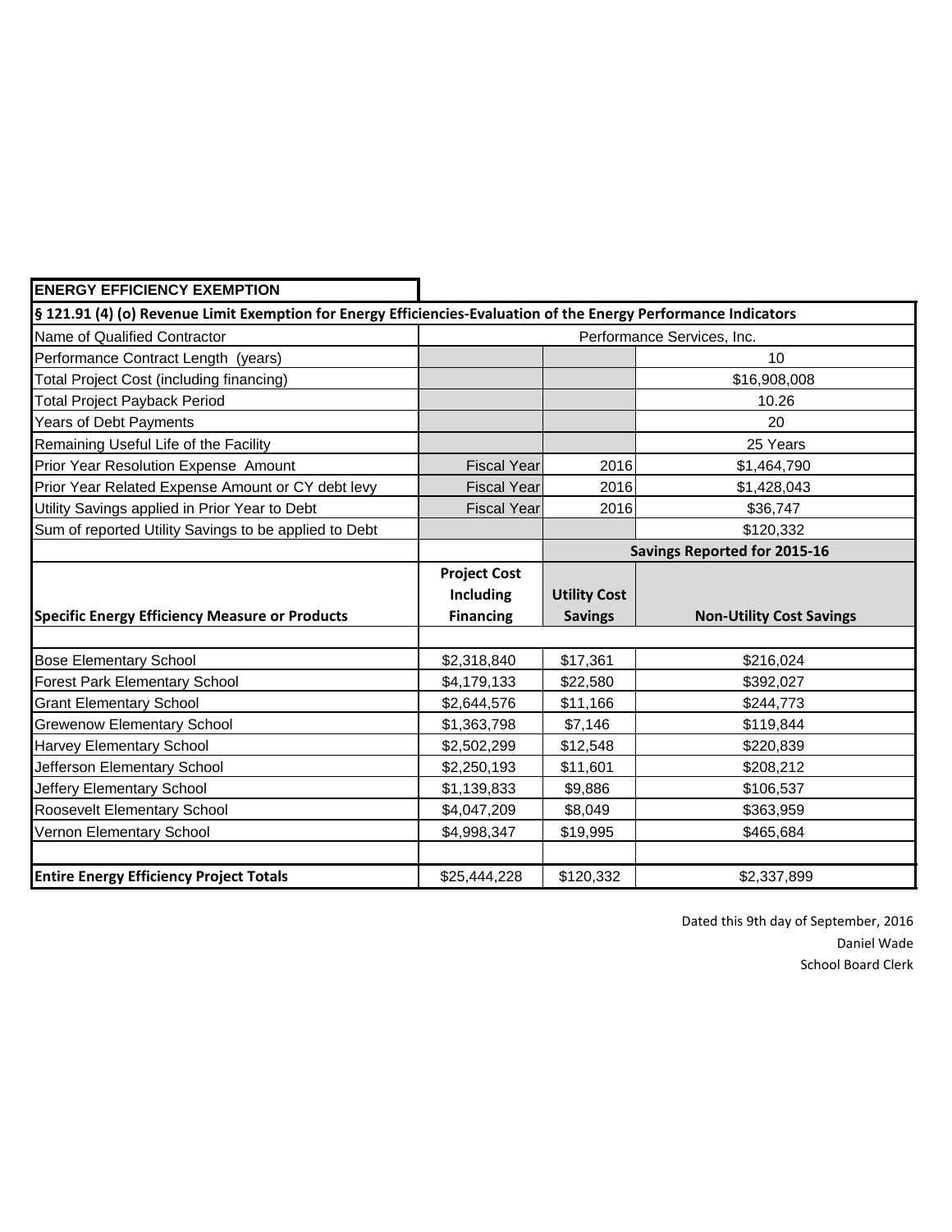| ENERGY EFFICIENCY EXEMPTION | | | |
|---|---|---|---|
| **§ 121.91 (4) (o) Revenue Limit Exemption for Energy Efficiencies-Evaluation of the Energy Performance Indicators** | | | |
| Name of Qualified Contractor | Performance Services, Inc. | | |
| Performance Contract Length (years) | | | 10 |
| Total Project Cost (including financing) | | | $16,908,008 |
| Total Project Payback Period | | | 10.26 |
| Years of Debt Payments | | | 20 |
| Remaining Useful Life of the Facility | | | 25 Years |
| Prior Year Resolution Expense Amount | Fiscal Year | 2016 | $1,464,790 |
| Prior Year Related Expense Amount or CY debt levy | Fiscal Year | 2016 | $1,428,043 |
| Utility Savings applied in Prior Year to Debt | Fiscal Year | 2016 | $36,747 |
| Sum of reported Utility Savings to be applied to Debt | | | $120,332 |
| | | **Savings Reported for 2015-16** | |
| **Specific Energy Efficiency Measure or Products** | **Project Cost Including Financing** | **Utility Cost Savings** | **Non-Utility Cost Savings** |
| | | | |
| Bose Elementary School | $2,318,840 | $17,361 | $216,024 |
| Forest Park Elementary School | $4,179,133 | $22,580 | $392,027 |
| Grant Elementary School | $2,644,576 | $11,166 | $244,773 |
| Grewenow Elementary School | $1,363,798 | $7,146 | $119,844 |
| Harvey Elementary School | $2,502,299 | $12,548 | $220,839 |
| Jefferson Elementary School | $2,250,193 | $11,601 | $208,212 |
| Jeffery Elementary School | $1,139,833 | $9,886 | $106,537 |
| Roosevelt Elementary School | $4,047,209 | $8,049 | $363,959 |
| Vernon Elementary School | $4,998,347 | $19,995 | $465,684 |
| | | | |
| **Entire Energy Efficiency Project Totals** | $25,444,228 | $120,332 | $2,337,899 |

Dated this 9th day of September, 2016

Daniel Wade

School Board Clerk